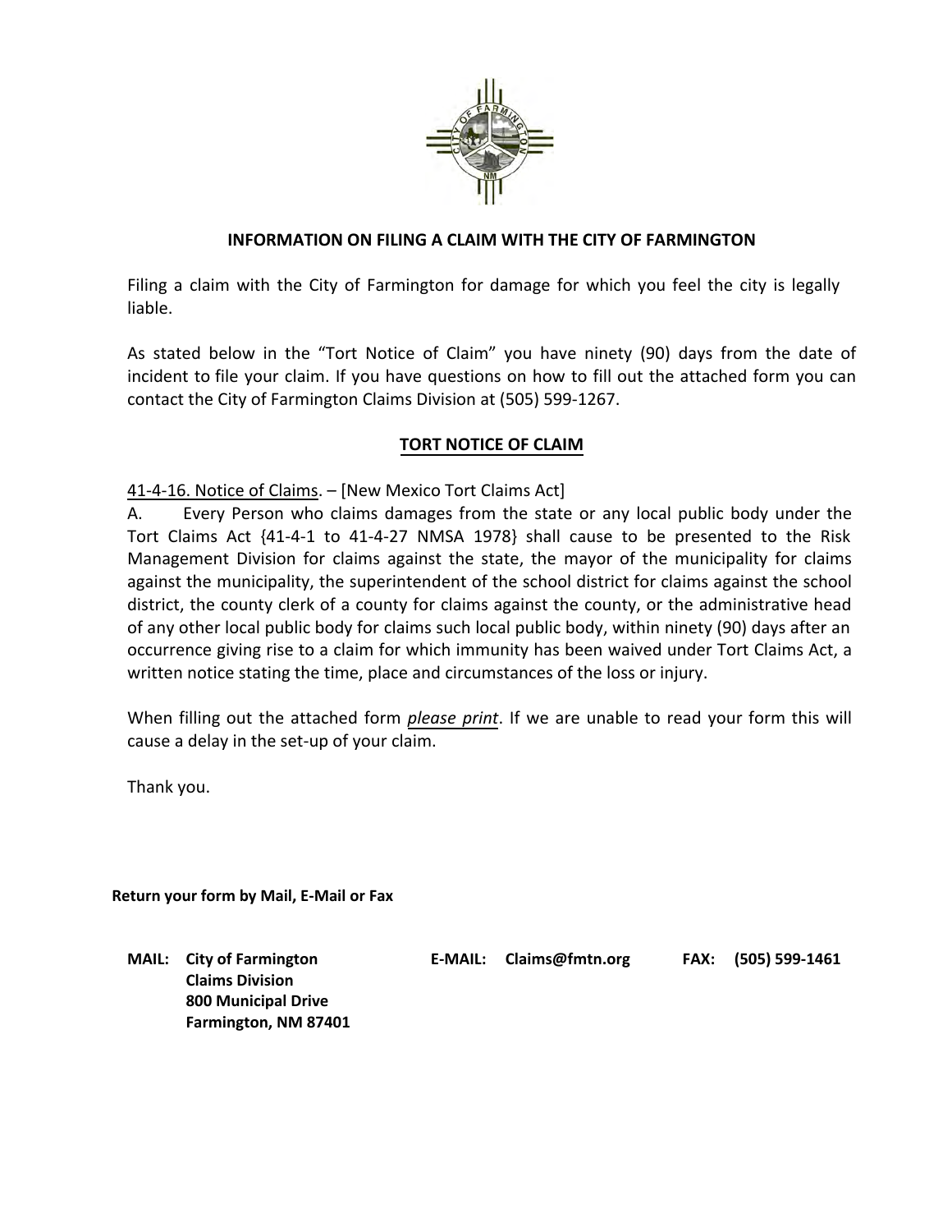## INFORMATION ON FILING A CLAIM WITH THE CITY OF FARMINGTON

Filing a claim with the City of Farmington for damage for which you feel the city is legally liable.

As stated below in the "Tort Notice of Claim" you have ninety (90) days from the date of incident to file your claim. If you have questions on how to fill out the attached form you can contact the City of Farmington Claims Division at (505) 599-1267.

## TORT NOTICE OF CLAIM

41-4-16. Notice of Claims. – [New Mexico Tort Claims Act]

A. Every Person who claims damages from the state or any local public body under the Tort Claims Act {41-4-1 to 41-4-27 NMSA 1978} shall cause to be presented to the Risk Management Division for claims against the state, the mayor of the municipality for claims against the municipality, the superintendent of the school district for claims against the school district, the county clerk of a county for claims against the county, or the administrative head of any other local public body for claims such local public body, within ninety (90) days after an occurrence giving rise to a claim for which immunity has been waived under Tort Claims Act, a written notice stating the time, place and circumstances of the loss or injury.

When filling out the attached form *please print*. If we are unable to read your form this will cause a delay in the set-up of your claim.

Thank you.

**Return your form by Mail, E-Mail or Fax**

**MAIL:** **City of Farmington**
**Claims Division**
**800 Municipal Drive**
**Farmington, NM 87401**

**E-MAIL:** **Claims@fmtn.org**

**FAX:** **(505) 599-1461**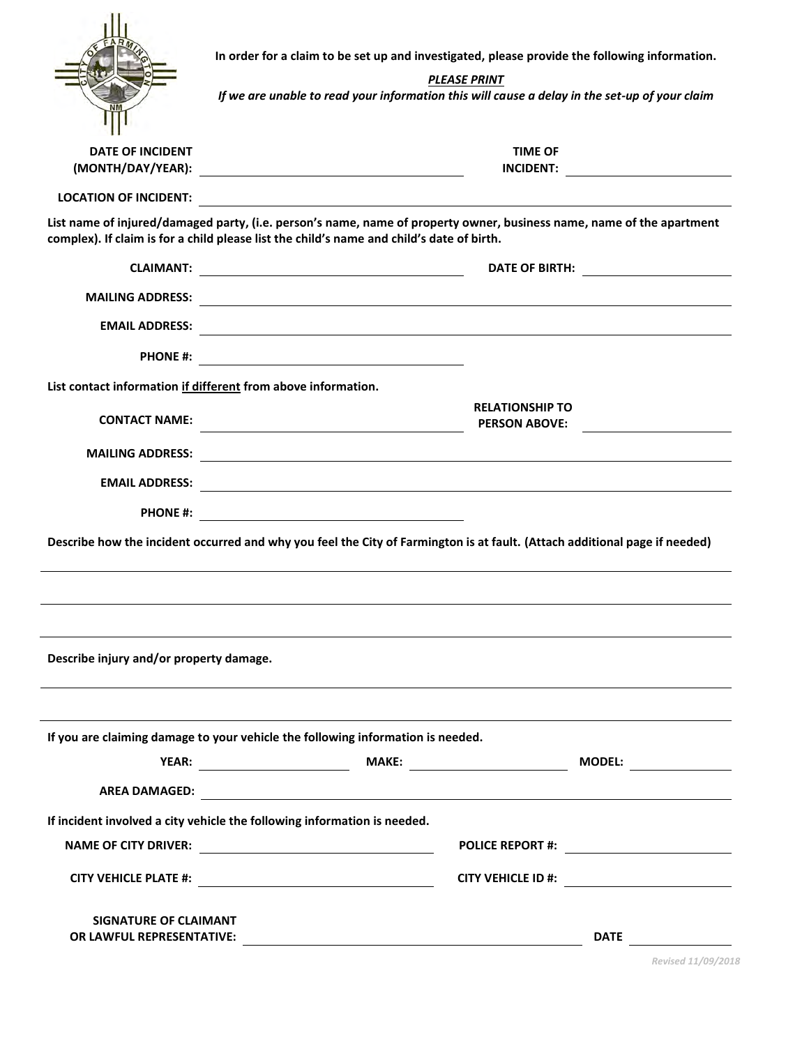**In order for a claim to be set up and investigated, please provide the following information.**

***PLEASE PRINT***

***If we are unable to read your information this will cause a delay in the set-up of your claim***

**DATE OF INCIDENT (MONTH/DAY/YEAR):** ______________________ **TIME OF INCIDENT:** ______________

**LOCATION OF INCIDENT:** ________________________________________________

**List name of injured/damaged party, (i.e. person's name, name of property owner, business name, name of the apartment complex). If claim is for a child please list the child's name and child's date of birth.**

**CLAIMANT:** ______________________ **DATE OF BIRTH:** ______________

**MAILING ADDRESS:** ________________________________________________

**EMAIL ADDRESS:** ________________________________________________

**PHONE #:** ______________________

**List contact information if different from above information.**

**CONTACT NAME:** ______________________ **RELATIONSHIP TO PERSON ABOVE:** ______________

**MAILING ADDRESS:** ________________________________________________

**EMAIL ADDRESS:** ________________________________________________

**PHONE #:** ______________________

**Describe how the incident occurred and why you feel the City of Farmington is at fault. (Attach additional page if needed)**

________________________________________________

________________________________________________

________________________________________________

**Describe injury and/or property damage.**

________________________________________________

________________________________________________

**If you are claiming damage to your vehicle the following information is needed.**

**YEAR:** ______________ **MAKE:** ______________ **MODEL:** ______________

**AREA DAMAGED:** ________________________________________________

**If incident involved a city vehicle the following information is needed.**

**NAME OF CITY DRIVER:** ______________________ **POLICE REPORT #:** ______________

**CITY VEHICLE PLATE #:** ______________________ **CITY VEHICLE ID #:** ______________

**SIGNATURE OF CLAIMANT OR LAWFUL REPRESENTATIVE:** ______________________ **DATE** ______________

*Revised 11/09/2018*